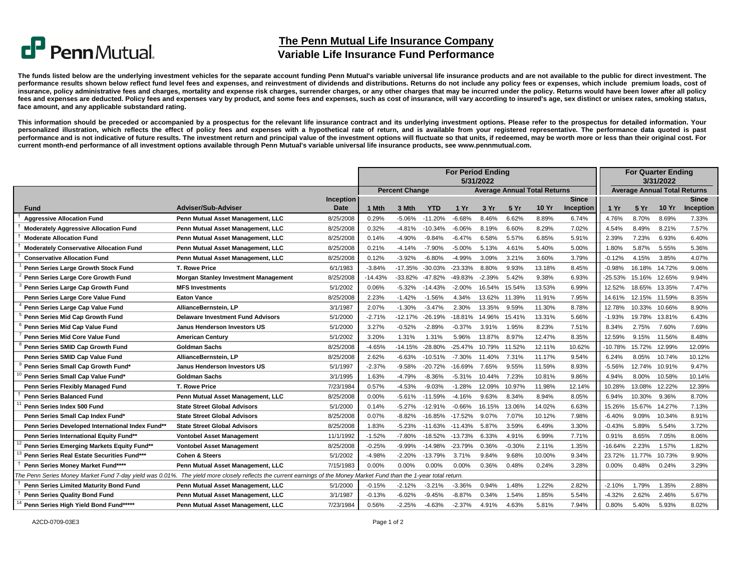# The Penn Mutual Life Insurance Company

## Variable Life Insurance Fund Performance

**The funds listed below are the underlying investment vehicles for the separate account funding Penn Mutual's variable universal life insurance products and are not available to the public for direct investment. The performance results shown below reflect fund level fees and expenses, and reinvestment of dividends and distributions. Returns do not include any policy fees or expenses, which include premium loads, cost of insurance, policy administrative fees and charges, mortality and expense risk charges, surrender charges, or any other charges that may be incurred under the policy. Returns would have been lower after all policy fees and expenses are deducted. Policy fees and expenses vary by product, and some fees and expenses, such as cost of insurance, will vary according to insured's age, sex distinct or unisex rates, smoking status, face amount, and any applicable substandard rating.**

**This information should be preceded or accompanied by a prospectus for the relevant life insurance contract and its underlying investment options. Please refer to the prospectus for detailed information. Your personalized illustration, which reflects the effect of policy fees and expenses with a hypothetical rate of return, and is available from your registered representative. The performance data quoted is past performance and is not indicative of future results. The investment return and principal value of the investment options will fluctuate so that units, if redeemed, may be worth more or less than their original cost. For current month-end performance of all investment options available through Penn Mutual's variable universal life insurance products, see www.pennmutual.com.**

| | | | For Period Ending 5/31/2022 | | | | | | | | For Quarter Ending 3/31/2022 | | | |
|---|---|---|---|---|---|---|---|---|---|---|---|---|---|---|
| | | | Percent Change | | | Average Annual Total Returns | | | | | Average Annual Total Returns | | | |
| Fund | Adviser/Sub-Adviser | Inception Date | 1 Mth | 3 Mth | YTD | 1 Yr | 3 Yr | 5 Yr | 10 Yr | Since Inception | 1 Yr | 5 Yr | 10 Yr | Since Inception |
| † Aggressive Allocation Fund | Penn Mutual Asset Management, LLC | 8/25/2008 | 0.29% | -5.06% | -11.20% | -6.68% | 8.46% | 6.62% | 8.89% | 6.74% | 4.76% | 8.70% | 8.69% | 7.33% |
| † Moderately Aggressive Allocation Fund | Penn Mutual Asset Management, LLC | 8/25/2008 | 0.32% | -4.81% | -10.34% | -6.06% | 8.19% | 6.60% | 8.29% | 7.02% | 4.54% | 8.49% | 8.21% | 7.57% |
| † Moderate Allocation Fund | Penn Mutual Asset Management, LLC | 8/25/2008 | 0.14% | -4.90% | -9.84% | -6.47% | 6.58% | 5.57% | 6.85% | 5.91% | 2.39% | 7.23% | 6.93% | 6.40% |
| † Moderately Conservative Allocation Fund | Penn Mutual Asset Management, LLC | 8/25/2008 | 0.21% | -4.14% | -7.90% | -5.00% | 5.13% | 4.61% | 5.40% | 5.00% | 1.80% | 5.87% | 5.55% | 5.36% |
| † Conservative Allocation Fund | Penn Mutual Asset Management, LLC | 8/25/2008 | 0.12% | -3.92% | -6.80% | -4.99% | 3.09% | 3.21% | 3.60% | 3.79% | -0.12% | 4.15% | 3.85% | 4.07% |
| [1] Penn Series Large Growth Stock Fund | T. Rowe Price | 6/1/1983 | -3.84% | -17.35% | -30.03% | -23.33% | 8.80% | 9.93% | 13.18% | 8.45% | -0.98% | 16.18% | 14.72% | 9.06% |
| [2] Penn Series Large Core Growth Fund | Morgan Stanley Investment Management | 8/25/2008 | -14.43% | -33.82% | -47.82% | -49.83% | -2.39% | 5.42% | 9.38% | 6.93% | -25.53% | 15.16% | 12.65% | 9.94% |
| [3] Penn Series Large Cap Growth Fund | MFS Investments | 5/1/2002 | 0.06% | -5.32% | -14.43% | -2.00% | 16.54% | 15.54% | 13.53% | 6.99% | 12.52% | 18.65% | 13.35% | 7.47% |
| Penn Series Large Core Value Fund | Eaton Vance | 8/25/2008 | 2.23% | -1.42% | -1.56% | 4.34% | 13.62% | 11.39% | 11.91% | 7.95% | 14.61% | 12.15% | 11.59% | 8.35% |
| [4] Penn Series Large Cap Value Fund | AllianceBernstein, LP | 3/1/1987 | 2.07% | -1.30% | -3.47% | 2.30% | 13.35% | 9.59% | 11.30% | 8.78% | 12.78% | 10.33% | 10.66% | 8.90% |
| [5] Penn Series Mid Cap Growth Fund | Delaware Investment Fund Advisors | 5/1/2000 | -2.71% | -12.17% | -26.19% | -18.81% | 14.96% | 15.41% | 13.31% | 5.66% | -1.93% | 19.78% | 13.81% | 6.43% |
| [6] Penn Series Mid Cap Value Fund | Janus Henderson Investors US | 5/1/2000 | 3.27% | -0.52% | -2.89% | -0.37% | 3.91% | 1.95% | 8.23% | 7.51% | 8.34% | 2.75% | 7.60% | 7.69% |
| [7] Penn Series Mid Core Value Fund | American Century | 5/1/2002 | 3.20% | 1.31% | 1.31% | 5.96% | 13.87% | 8.97% | 12.47% | 8.35% | 12.59% | 9.15% | 11.56% | 8.48% |
| [8] Penn Series SMID Cap Growth Fund | Goldman Sachs | 8/25/2008 | -4.65% | -14.15% | -28.80% | -25.47% | 10.79% | 11.52% | 12.11% | 10.62% | -10.78% | 15.72% | 12.99% | 12.09% |
| Penn Series SMID Cap Value Fund | AllianceBernstein, LP | 8/25/2008 | 2.62% | -6.63% | -10.51% | -7.30% | 11.40% | 7.31% | 11.17% | 9.54% | 6.24% | 8.05% | 10.74% | 10.12% |
| [9] Penn Series Small Cap Growth Fund* | Janus Henderson Investors US | 5/1/1997 | -2.37% | -9.58% | -20.72% | -16.69% | 7.65% | 9.55% | 11.59% | 8.93% | -5.56% | 12.74% | 10.91% | 9.47% |
| [10] Penn Series Small Cap Value Fund* | Goldman Sachs | 3/1/1995 | 1.63% | -4.79% | -8.36% | -5.31% | 10.44% | 7.23% | 10.81% | 9.86% | 4.94% | 8.00% | 10.58% | 10.14% |
| Penn Series Flexibly Managed Fund | T. Rowe Price | 7/23/1984 | 0.57% | -4.53% | -9.03% | -1.28% | 12.09% | 10.97% | 11.98% | 12.14% | 10.28% | 13.08% | 12.22% | 12.39% |
| † Penn Series Balanced Fund | Penn Mutual Asset Management, LLC | 8/25/2008 | 0.00% | -5.61% | -11.59% | -4.16% | 9.63% | 8.34% | 8.94% | 8.05% | 6.94% | 10.30% | 9.36% | 8.70% |
| [11] Penn Series Index 500 Fund | State Street Global Advisors | 5/1/2000 | 0.14% | -5.27% | -12.91% | -0.66% | 16.15% | 13.06% | 14.02% | 6.63% | 15.26% | 15.67% | 14.27% | 7.13% |
| Penn Series Small Cap Index Fund* | State Street Global Advisors | 8/25/2008 | 0.07% | -8.82% | -16.85% | -17.52% | 9.07% | 7.07% | 10.12% | 7.98% | -6.40% | 9.09% | 10.34% | 8.91% |
| Penn Series Developed International Index Fund** | State Street Global Advisors | 8/25/2008 | 1.83% | -5.23% | -11.63% | -11.43% | 5.87% | 3.59% | 6.49% | 3.30% | -0.43% | 5.89% | 5.54% | 3.72% |
| Penn Series International Equity Fund** | Vontobel Asset Management | 11/1/1992 | -1.52% | -7.80% | -18.52% | -13.73% | 6.33% | 4.91% | 6.99% | 7.71% | 0.91% | 8.65% | 7.05% | 8.06% |
| [12] Penn Series Emerging Markets Equity Fund** | Vontobel Asset Management | 8/25/2008 | -0.25% | -9.99% | -14.98% | -23.79% | 0.36% | -0.30% | 2.11% | 1.35% | -16.64% | 2.23% | 1.57% | 1.82% |
| [13] Penn Series Real Estate Securities Fund*** | Cohen & Steers | 5/1/2002 | -4.98% | -2.20% | -13.79% | 3.71% | 9.84% | 9.68% | 10.00% | 9.34% | 23.72% | 11.77% | 10.73% | 9.90% |
| † Penn Series Money Market Fund**** | Penn Mutual Asset Management, LLC | 7/15/1983 | 0.00% | 0.00% | 0.00% | 0.00% | 0.36% | 0.48% | 0.24% | 3.28% | 0.00% | 0.48% | 0.24% | 3.29% |
| *The Penn Series Money Market Fund 7-day yield was 0.01%. The yield more closely reflects the current earnings of the Money Market Fund than the 1-year total return.* | | | | | | | | | | | | | | |
| † Penn Series Limited Maturity Bond Fund | Penn Mutual Asset Management, LLC | 5/1/2000 | -0.15% | -2.12% | -3.21% | -3.36% | 0.94% | 1.48% | 1.22% | 2.82% | -2.10% | 1.79% | 1.35% | 2.88% |
| † Penn Series Quality Bond Fund | Penn Mutual Asset Management, LLC | 3/1/1987 | -0.13% | -6.02% | -9.45% | -8.87% | 0.34% | 1.54% | 1.85% | 5.54% | -4.32% | 2.62% | 2.46% | 5.67% |
| [14] Penn Series High Yield Bond Fund***** | Penn Mutual Asset Management, LLC | 7/23/1984 | 0.56% | -2.25% | -4.63% | -2.37% | 4.91% | 4.63% | 5.81% | 7.94% | 0.80% | 5.40% | 5.93% | 8.02% |

A2CD-0709-03E3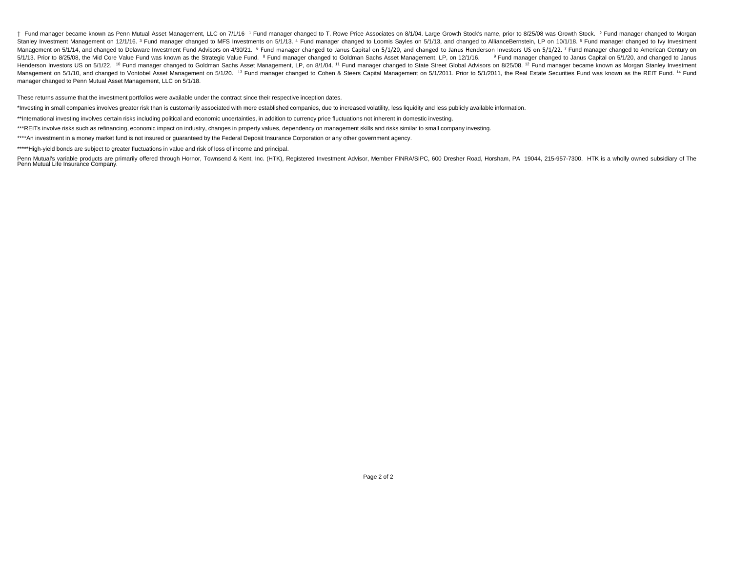† Fund manager became known as Penn Mutual Asset Management, LLC on 7/1/16. [1] Fund manager changed to T. Rowe Price Associates on 8/1/04. Large Growth Stock's name, prior to 8/25/08 was Growth Stock. [2] Fund manager changed to Morgan Stanley Investment Management on 12/1/16. [3] Fund manager changed to MFS Investments on 5/1/13. [4] Fund manager changed to Loomis Sayles on 5/1/13, and changed to AllianceBernstein, LP on 10/1/18. [5] Fund manager changed to Ivy Investment Management on 5/1/14, and changed to Delaware Investment Fund Advisors on 4/30/21. [6] Fund manager changed to Janus Capital on 5/1/20, and changed to Janus Henderson Investors US on 5/1/22. [7] Fund manager changed to American Century on 5/1/13. Prior to 8/25/08, the Mid Core Value Fund was known as the Strategic Value Fund. [8] Fund manager changed to Goldman Sachs Asset Management, LP, on 12/1/16. [9] Fund manager changed to Janus Capital on 5/1/20, and changed to Janus Henderson Investors US on 5/1/22. [10] Fund manager changed to Goldman Sachs Asset Management, LP, on 8/1/04. [11] Fund manager changed to State Street Global Advisors on 8/25/08. [12] Fund manager became known as Morgan Stanley Investment Management on 5/1/10, and changed to Vontobel Asset Management on 5/1/20. [13] Fund manager changed to Cohen & Steers Capital Management on 5/1/2011. Prior to 5/1/2011, the Real Estate Securities Fund was known as the REIT Fund. [14] Fund manager changed to Penn Mutual Asset Management, LLC on 5/1/18.

These returns assume that the investment portfolios were available under the contract since their respective inception dates.

*Investing in small companies involves greater risk than is customarily associated with more established companies, due to increased volatility, less liquidity and less publicly available information.

**International investing involves certain risks including political and economic uncertainties, in addition to currency price fluctuations not inherent in domestic investing.

***REITs involve risks such as refinancing, economic impact on industry, changes in property values, dependency on management skills and risks similar to small company investing.

****An investment in a money market fund is not insured or guaranteed by the Federal Deposit Insurance Corporation or any other government agency.

*****High-yield bonds are subject to greater fluctuations in value and risk of loss of income and principal.

Penn Mutual's variable products are primarily offered through Hornor, Townsend & Kent, Inc. (HTK), Registered Investment Advisor, Member FINRA/SIPC, 600 Dresher Road, Horsham, PA 19044, 215-957-7300. HTK is a wholly owned subsidiary of The Penn Mutual Life Insurance Company.